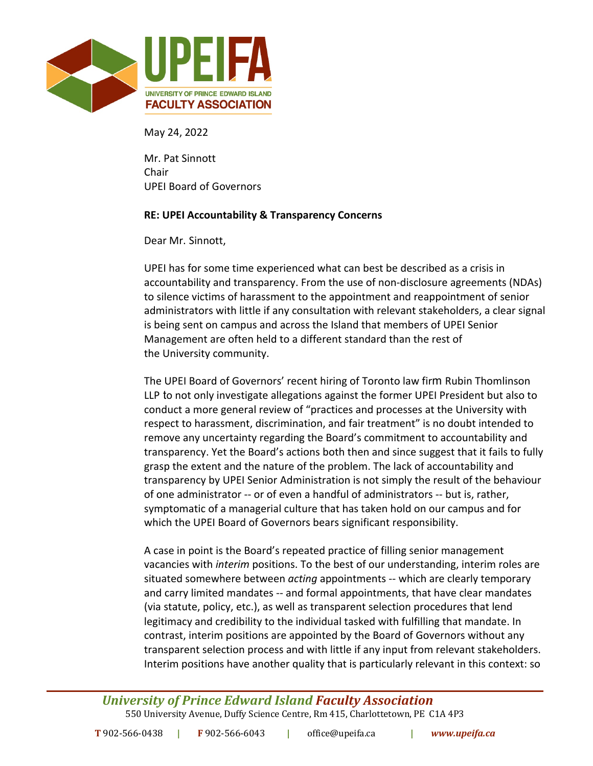UPEIFA

UNIVERSITY OF PRINCE EDWARD ISLAND FACULTY ASSOCIATION

May 24, 2022

Mr. Pat Sinnott
Chair
UPEI Board of Governors

**RE: UPEI Accountability & Transparency Concerns**

Dear Mr. Sinnott,

UPEI has for some time experienced what can best be described as a crisis in accountability and transparency. From the use of non-disclosure agreements (NDAs) to silence victims of harassment to the appointment and reappointment of senior administrators with little if any consultation with relevant stakeholders, a clear signal is being sent on campus and across the Island that members of UPEI Senior Management are often held to a different standard than the rest of the University community.

The UPEI Board of Governors' recent hiring of Toronto law firm Rubin Thomlinson LLP to not only investigate allegations against the former UPEI President but also to conduct a more general review of "practices and processes at the University with respect to harassment, discrimination, and fair treatment" is no doubt intended to remove any uncertainty regarding the Board's commitment to accountability and transparency. Yet the Board's actions both then and since suggest that it fails to fully grasp the extent and the nature of the problem. The lack of accountability and transparency by UPEI Senior Administration is not simply the result of the behaviour of one administrator -- or of even a handful of administrators -- but is, rather, symptomatic of a managerial culture that has taken hold on our campus and for which the UPEI Board of Governors bears significant responsibility.

A case in point is the Board's repeated practice of filling senior management vacancies with *interim* positions. To the best of our understanding, interim roles are situated somewhere between *acting* appointments -- which are clearly temporary and carry limited mandates -- and formal appointments, that have clear mandates (via statute, policy, etc.), as well as transparent selection procedures that lend legitimacy and credibility to the individual tasked with fulfilling that mandate. In contrast, interim positions are appointed by the Board of Governors without any transparent selection process and with little if any input from relevant stakeholders. Interim positions have another quality that is particularly relevant in this context: so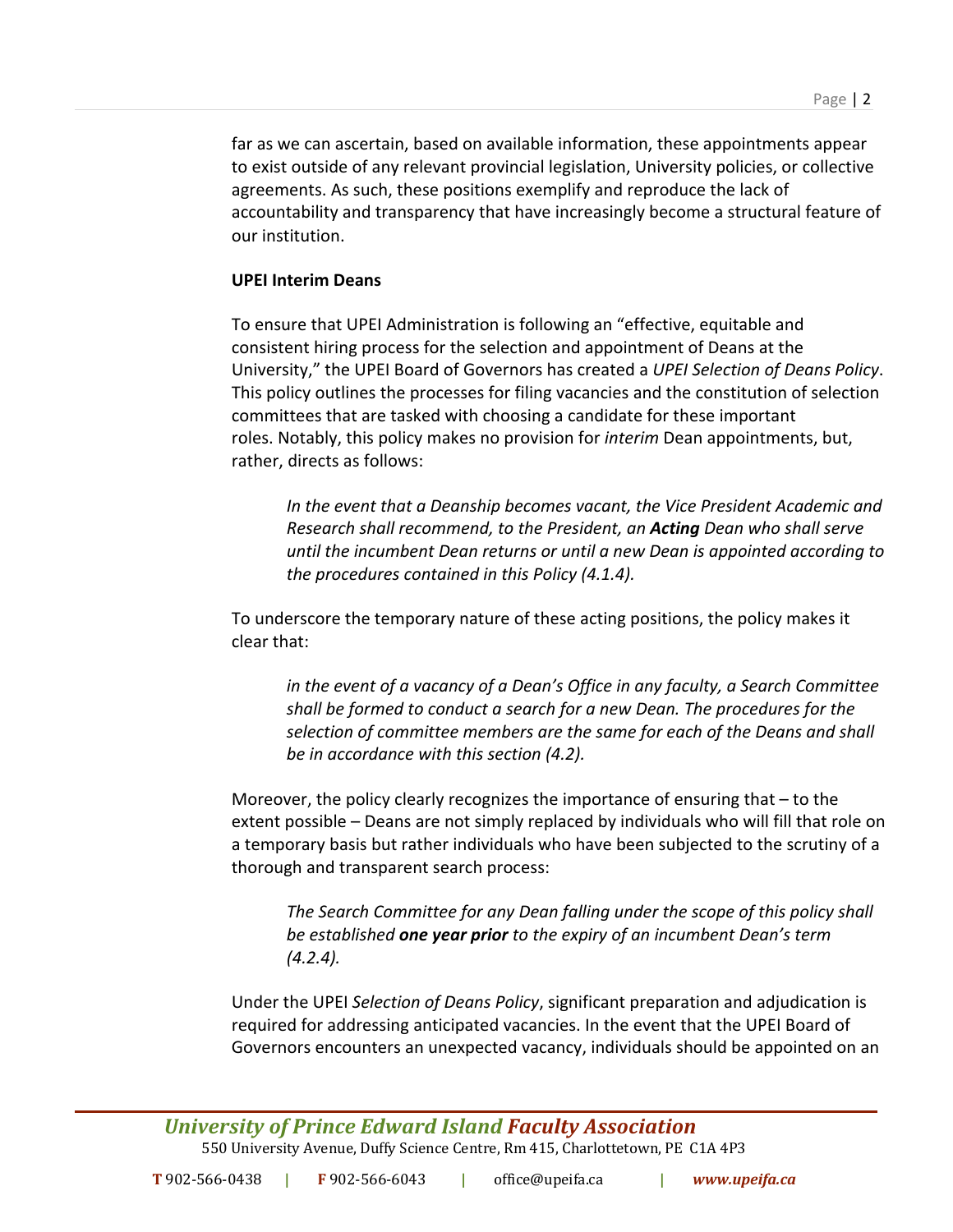far as we can ascertain, based on available information, these appointments appear to exist outside of any relevant provincial legislation, University policies, or collective agreements. As such, these positions exemplify and reproduce the lack of accountability and transparency that have increasingly become a structural feature of our institution.

**UPEI Interim Deans**

To ensure that UPEI Administration is following an "effective, equitable and consistent hiring process for the selection and appointment of Deans at the University," the UPEI Board of Governors has created a *UPEI Selection of Deans Policy*. This policy outlines the processes for filing vacancies and the constitution of selection committees that are tasked with choosing a candidate for these important roles. Notably, this policy makes no provision for *interim* Dean appointments, but, rather, directs as follows:

> *In the event that a Deanship becomes vacant, the Vice President Academic and Research shall recommend, to the President, an **Acting** Dean who shall serve until the incumbent Dean returns or until a new Dean is appointed according to the procedures contained in this Policy (4.1.4).*

To underscore the temporary nature of these acting positions, the policy makes it clear that:

> *in the event of a vacancy of a Dean's Office in any faculty, a Search Committee shall be formed to conduct a search for a new Dean. The procedures for the selection of committee members are the same for each of the Deans and shall be in accordance with this section (4.2).*

Moreover, the policy clearly recognizes the importance of ensuring that – to the extent possible – Deans are not simply replaced by individuals who will fill that role on a temporary basis but rather individuals who have been subjected to the scrutiny of a thorough and transparent search process:

> *The Search Committee for any Dean falling under the scope of this policy shall be established **one year prior** to the expiry of an incumbent Dean's term (4.2.4).*

Under the UPEI *Selection of Deans Policy*, significant preparation and adjudication is required for addressing anticipated vacancies. In the event that the UPEI Board of Governors encounters an unexpected vacancy, individuals should be appointed on an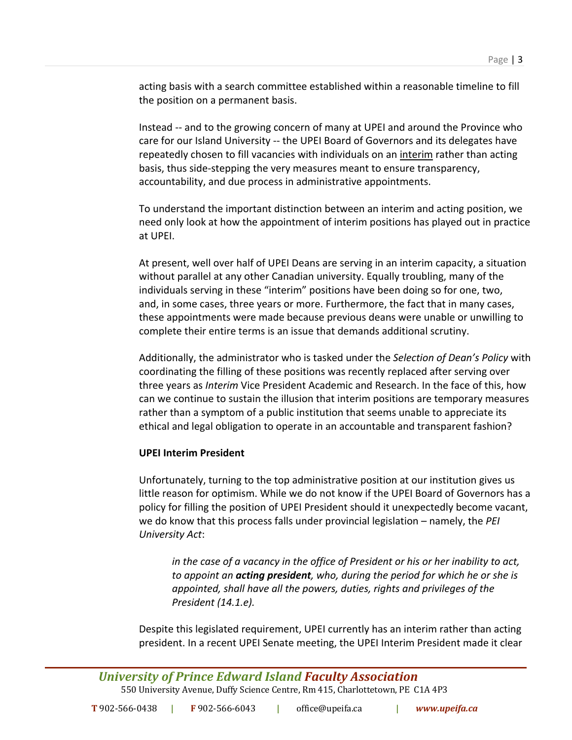acting basis with a search committee established within a reasonable timeline to fill the position on a permanent basis.

Instead -- and to the growing concern of many at UPEI and around the Province who care for our Island University -- the UPEI Board of Governors and its delegates have repeatedly chosen to fill vacancies with individuals on an <u>interim</u> rather than acting basis, thus side-stepping the very measures meant to ensure transparency, accountability, and due process in administrative appointments.

To understand the important distinction between an interim and acting position, we need only look at how the appointment of interim positions has played out in practice at UPEI.

At present, well over half of UPEI Deans are serving in an interim capacity, a situation without parallel at any other Canadian university. Equally troubling, many of the individuals serving in these "interim" positions have been doing so for one, two, and, in some cases, three years or more. Furthermore, the fact that in many cases, these appointments were made because previous deans were unable or unwilling to complete their entire terms is an issue that demands additional scrutiny.

Additionally, the administrator who is tasked under the *Selection of Dean's Policy* with coordinating the filling of these positions was recently replaced after serving over three years as *Interim* Vice President Academic and Research. In the face of this, how can we continue to sustain the illusion that interim positions are temporary measures rather than a symptom of a public institution that seems unable to appreciate its ethical and legal obligation to operate in an accountable and transparent fashion?

**UPEI Interim President**

Unfortunately, turning to the top administrative position at our institution gives us little reason for optimism. While we do not know if the UPEI Board of Governors has a policy for filling the position of UPEI President should it unexpectedly become vacant, we do know that this process falls under provincial legislation – namely, the *PEI University Act*:

> *in the case of a vacancy in the office of President or his or her inability to act, to appoint an **acting president**, who, during the period for which he or she is appointed, shall have all the powers, duties, rights and privileges of the President (14.1.e).*

Despite this legislated requirement, UPEI currently has an interim rather than acting president. In a recent UPEI Senate meeting, the UPEI Interim President made it clear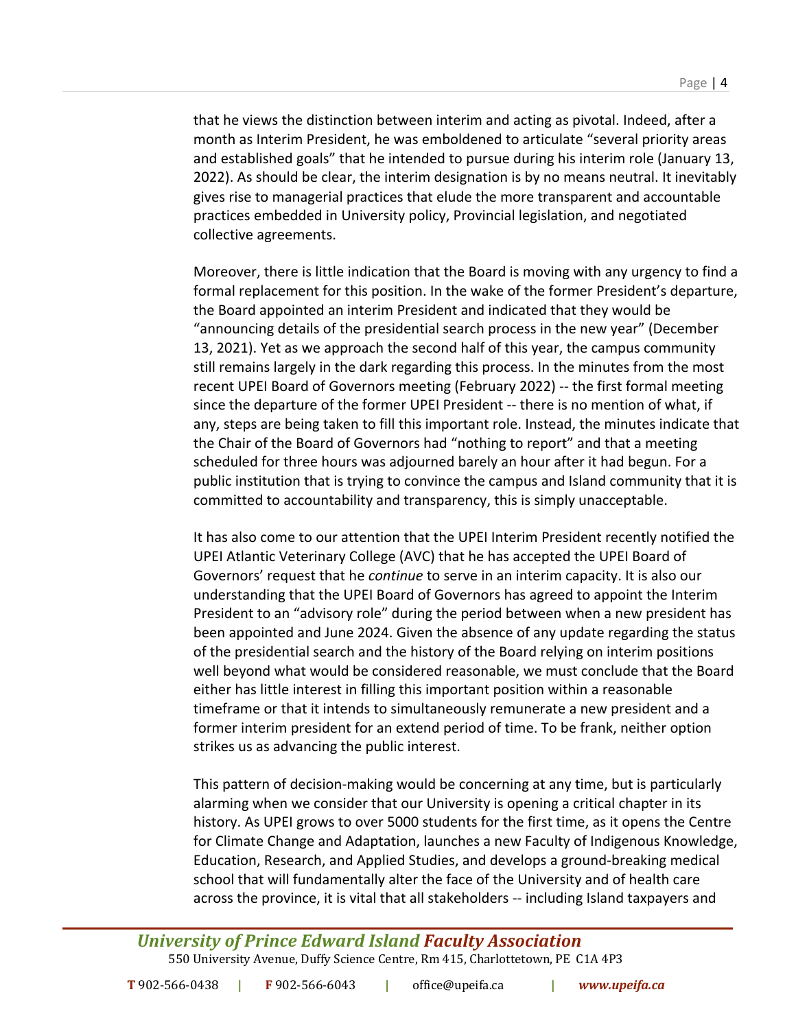that he views the distinction between interim and acting as pivotal. Indeed, after a month as Interim President, he was emboldened to articulate "several priority areas and established goals" that he intended to pursue during his interim role (January 13, 2022). As should be clear, the interim designation is by no means neutral. It inevitably gives rise to managerial practices that elude the more transparent and accountable practices embedded in University policy, Provincial legislation, and negotiated collective agreements.

Moreover, there is little indication that the Board is moving with any urgency to find a formal replacement for this position. In the wake of the former President's departure, the Board appointed an interim President and indicated that they would be "announcing details of the presidential search process in the new year" (December 13, 2021). Yet as we approach the second half of this year, the campus community still remains largely in the dark regarding this process. In the minutes from the most recent UPEI Board of Governors meeting (February 2022) -- the first formal meeting since the departure of the former UPEI President -- there is no mention of what, if any, steps are being taken to fill this important role. Instead, the minutes indicate that the Chair of the Board of Governors had "nothing to report" and that a meeting scheduled for three hours was adjourned barely an hour after it had begun. For a public institution that is trying to convince the campus and Island community that it is committed to accountability and transparency, this is simply unacceptable.

It has also come to our attention that the UPEI Interim President recently notified the UPEI Atlantic Veterinary College (AVC) that he has accepted the UPEI Board of Governors' request that he *continue* to serve in an interim capacity. It is also our understanding that the UPEI Board of Governors has agreed to appoint the Interim President to an "advisory role" during the period between when a new president has been appointed and June 2024. Given the absence of any update regarding the status of the presidential search and the history of the Board relying on interim positions well beyond what would be considered reasonable, we must conclude that the Board either has little interest in filling this important position within a reasonable timeframe or that it intends to simultaneously remunerate a new president and a former interim president for an extend period of time. To be frank, neither option strikes us as advancing the public interest.

This pattern of decision-making would be concerning at any time, but is particularly alarming when we consider that our University is opening a critical chapter in its history. As UPEI grows to over 5000 students for the first time, as it opens the Centre for Climate Change and Adaptation, launches a new Faculty of Indigenous Knowledge, Education, Research, and Applied Studies, and develops a ground-breaking medical school that will fundamentally alter the face of the University and of health care across the province, it is vital that all stakeholders -- including Island taxpayers and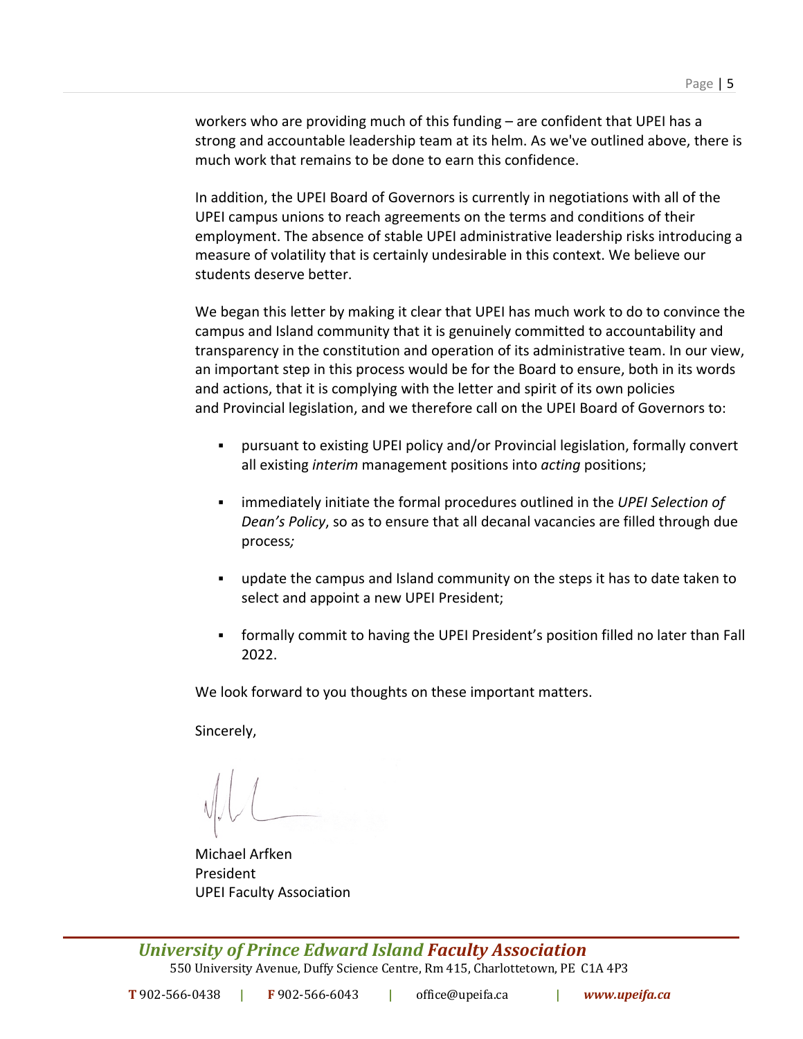workers who are providing much of this funding – are confident that UPEI has a strong and accountable leadership team at its helm. As we've outlined above, there is much work that remains to be done to earn this confidence.

In addition, the UPEI Board of Governors is currently in negotiations with all of the UPEI campus unions to reach agreements on the terms and conditions of their employment. The absence of stable UPEI administrative leadership risks introducing a measure of volatility that is certainly undesirable in this context. We believe our students deserve better.

We began this letter by making it clear that UPEI has much work to do to convince the campus and Island community that it is genuinely committed to accountability and transparency in the constitution and operation of its administrative team. In our view, an important step in this process would be for the Board to ensure, both in its words and actions, that it is complying with the letter and spirit of its own policies and Provincial legislation, and we therefore call on the UPEI Board of Governors to:

- pursuant to existing UPEI policy and/or Provincial legislation, formally convert all existing *interim* management positions into *acting* positions;
- immediately initiate the formal procedures outlined in the *UPEI Selection of Dean's Policy*, so as to ensure that all decanal vacancies are filled through due process*;*
- update the campus and Island community on the steps it has to date taken to select and appoint a new UPEI President;
- formally commit to having the UPEI President's position filled no later than Fall 2022.

We look forward to you thoughts on these important matters.

Sincerely,

Michael Arfken
President
UPEI Faculty Association

**University of Prince Edward Island Faculty Association**
550 University Avenue, Duffy Science Centre, Rm 415, Charlottetown, PE C1A 4P3

**T** 902-566-0438 | **F** 902-566-6043 | office@upeifa.ca | ***www.upeifa.ca***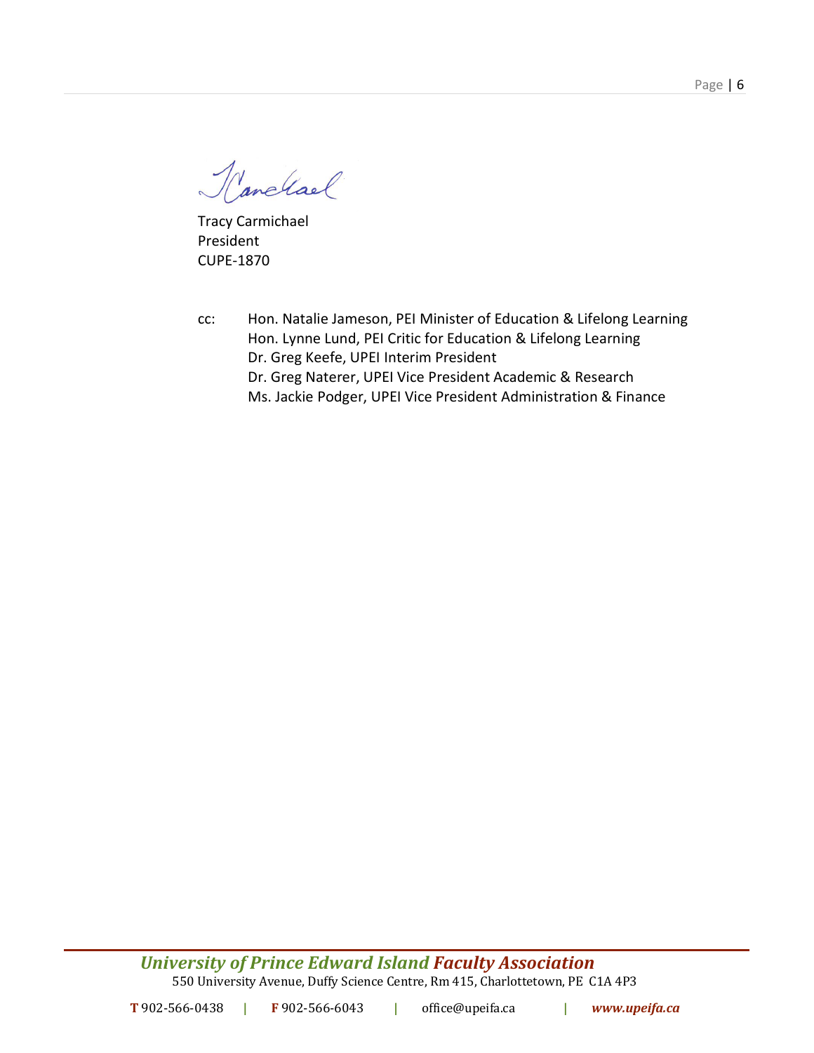Tracy Carmichael  
President  
CUPE-1870

cc: Hon. Natalie Jameson, PEI Minister of Education & Lifelong Learning  
Hon. Lynne Lund, PEI Critic for Education & Lifelong Learning  
Dr. Greg Keefe, UPEI Interim President  
Dr. Greg Naterer, UPEI Vice President Academic & Research  
Ms. Jackie Podger, UPEI Vice President Administration & Finance